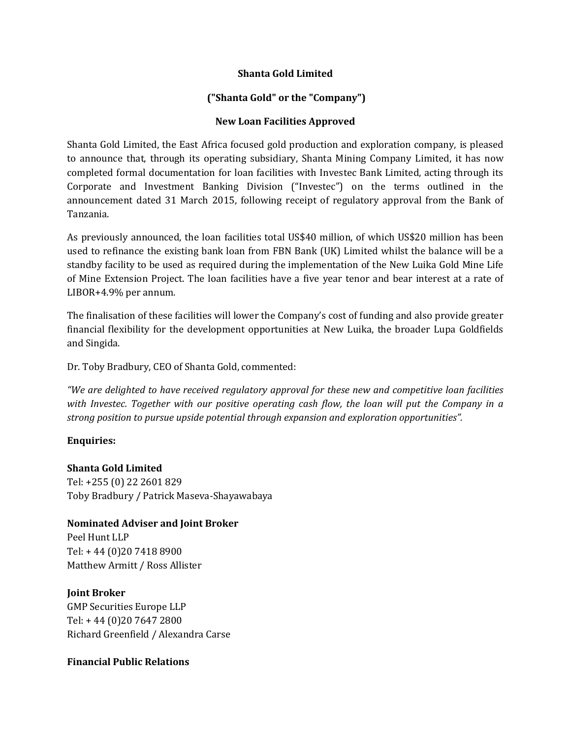**Shanta Gold Limited**

**("Shanta Gold" or the "Company")**

**New Loan Facilities Approved**

Shanta Gold Limited, the East Africa focused gold production and exploration company, is pleased to announce that, through its operating subsidiary, Shanta Mining Company Limited, it has now completed formal documentation for loan facilities with Investec Bank Limited, acting through its Corporate and Investment Banking Division ("Investec") on the terms outlined in the announcement dated 31 March 2015, following receipt of regulatory approval from the Bank of Tanzania.

As previously announced, the loan facilities total US$40 million, of which US$20 million has been used to refinance the existing bank loan from FBN Bank (UK) Limited whilst the balance will be a standby facility to be used as required during the implementation of the New Luika Gold Mine Life of Mine Extension Project. The loan facilities have a five year tenor and bear interest at a rate of LIBOR+4.9% per annum.

The finalisation of these facilities will lower the Company's cost of funding and also provide greater financial flexibility for the development opportunities at New Luika, the broader Lupa Goldfields and Singida.

Dr. Toby Bradbury, CEO of Shanta Gold, commented:

*"We are delighted to have received regulatory approval for these new and competitive loan facilities with Investec. Together with our positive operating cash flow, the loan will put the Company in a strong position to pursue upside potential through expansion and exploration opportunities".*

**Enquiries:**

**Shanta Gold Limited**
Tel: +255 (0) 22 2601 829
Toby Bradbury / Patrick Maseva-Shayawabaya

**Nominated Adviser and Joint Broker**
Peel Hunt LLP
Tel: + 44 (0)20 7418 8900
Matthew Armitt / Ross Allister

**Joint Broker**
GMP Securities Europe LLP
Tel: + 44 (0)20 7647 2800
Richard Greenfield / Alexandra Carse

**Financial Public Relations**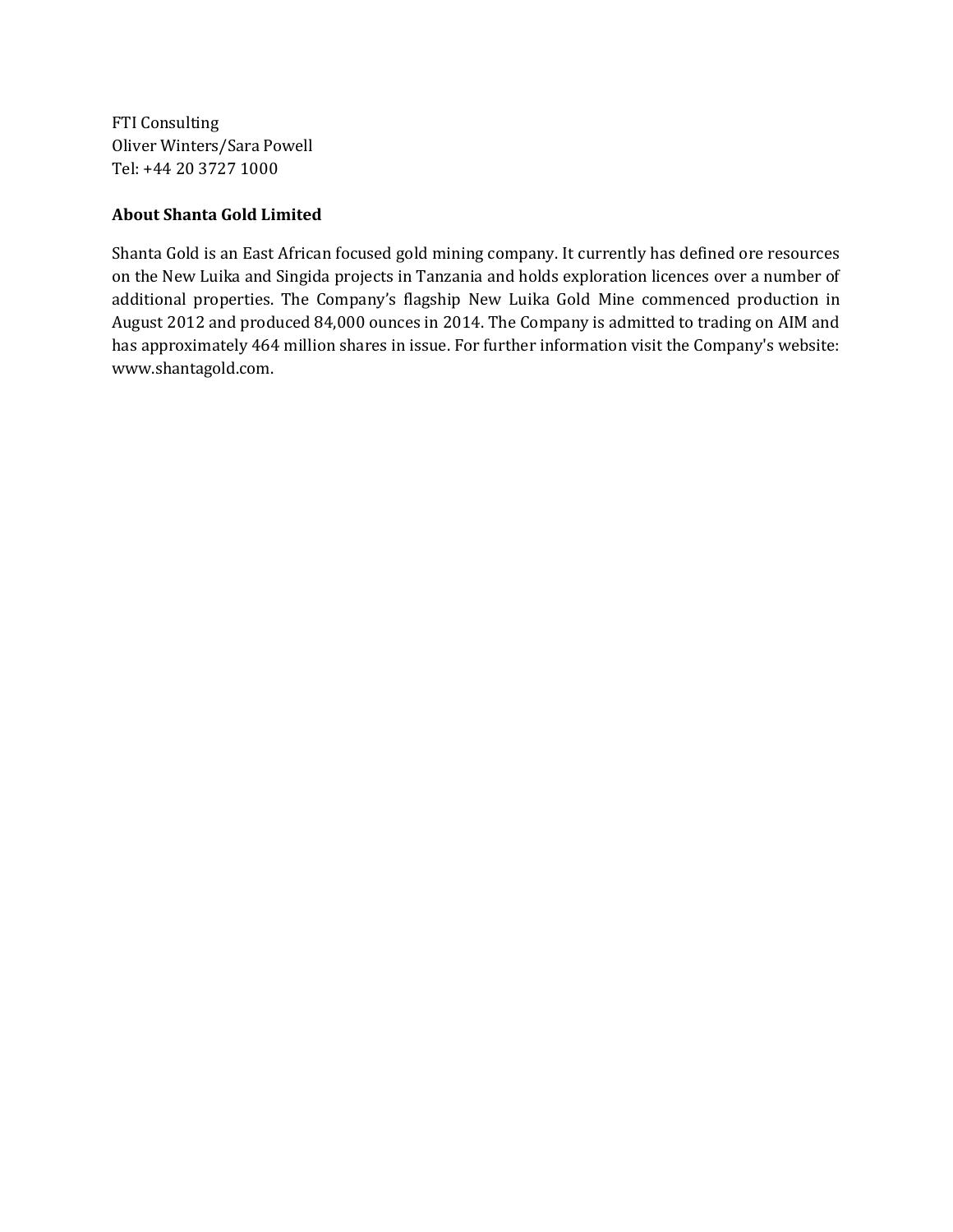FTI Consulting
Oliver Winters/Sara Powell
Tel: +44 20 3727 1000

**About Shanta Gold Limited**

Shanta Gold is an East African focused gold mining company. It currently has defined ore resources on the New Luika and Singida projects in Tanzania and holds exploration licences over a number of additional properties. The Company's flagship New Luika Gold Mine commenced production in August 2012 and produced 84,000 ounces in 2014. The Company is admitted to trading on AIM and has approximately 464 million shares in issue. For further information visit the Company's website: www.shantagold.com.